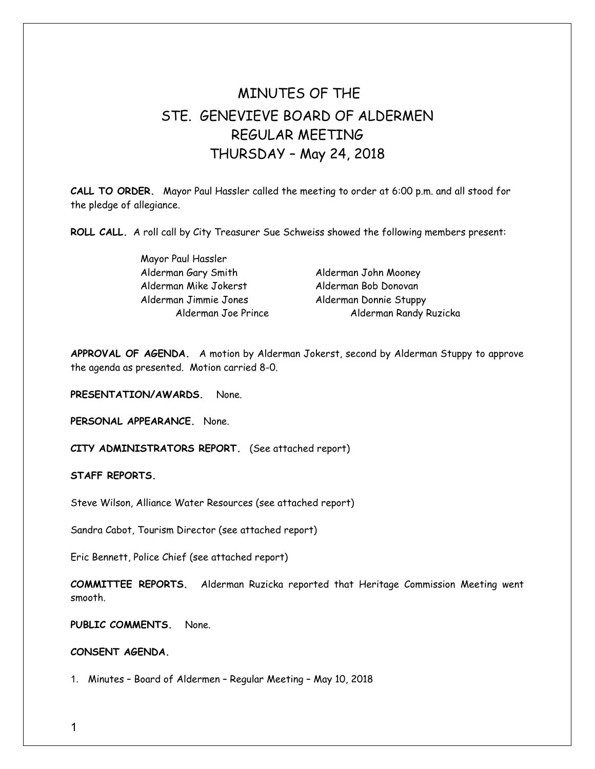# MINUTES OF THE
# STE. GENEVIEVE BOARD OF ALDERMEN
## REGULAR MEETING
## THURSDAY – May 24, 2018

**CALL TO ORDER.** Mayor Paul Hassler called the meeting to order at 6:00 p.m. and all stood for the pledge of allegiance.

**ROLL CALL.** A roll call by City Treasurer Sue Schweiss showed the following members present:

Mayor Paul Hassler
Alderman Gary Smith
Alderman John Mooney
Alderman Mike Jokerst
Alderman Bob Donovan
Alderman Jimmie Jones
Alderman Donnie Stuppy
Alderman Joe Prince
Alderman Randy Ruzicka

**APPROVAL OF AGENDA.** A motion by Alderman Jokerst, second by Alderman Stuppy to approve the agenda as presented. Motion carried 8-0.

**PRESENTATION/AWARDS.** None.

**PERSONAL APPEARANCE.** None.

**CITY ADMINISTRATORS REPORT.** (See attached report)

**STAFF REPORTS.**

Steve Wilson, Alliance Water Resources (see attached report)

Sandra Cabot, Tourism Director (see attached report)

Eric Bennett, Police Chief (see attached report)

**COMMITTEE REPORTS.** Alderman Ruzicka reported that Heritage Commission Meeting went smooth.

**PUBLIC COMMENTS.** None.

**CONSENT AGENDA.**

1. Minutes – Board of Aldermen – Regular Meeting – May 10, 2018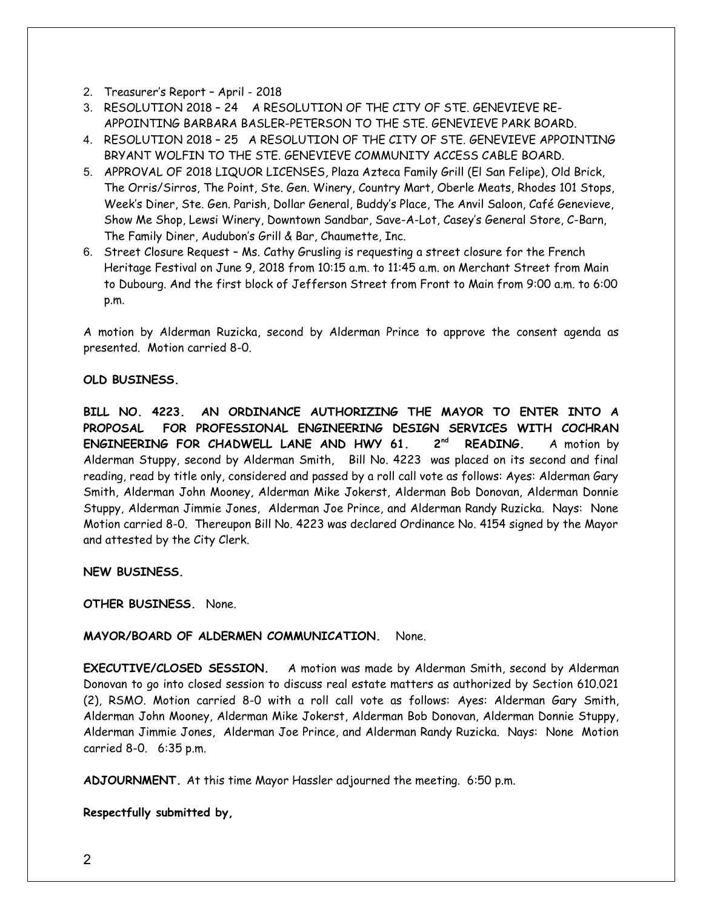2. Treasurer's Report – April - 2018
3. RESOLUTION 2018 – 24 A RESOLUTION OF THE CITY OF STE. GENEVIEVE RE-APPOINTING BARBARA BASLER-PETERSON TO THE STE. GENEVIEVE PARK BOARD.
4. RESOLUTION 2018 – 25 A RESOLUTION OF THE CITY OF STE. GENEVIEVE APPOINTING BRYANT WOLFIN TO THE STE. GENEVIEVE COMMUNITY ACCESS CABLE BOARD.
5. APPROVAL OF 2018 LIQUOR LICENSES, Plaza Azteca Family Grill (El San Felipe), Old Brick, The Orris/Sirros, The Point, Ste. Gen. Winery, Country Mart, Oberle Meats, Rhodes 101 Stops, Week's Diner, Ste. Gen. Parish, Dollar General, Buddy's Place, The Anvil Saloon, Café Genevieve, Show Me Shop, Lewsi Winery, Downtown Sandbar, Save-A-Lot, Casey's General Store, C-Barn, The Family Diner, Audubon's Grill & Bar, Chaumette, Inc.
6. Street Closure Request – Ms. Cathy Grusling is requesting a street closure for the French Heritage Festival on June 9, 2018 from 10:15 a.m. to 11:45 a.m. on Merchant Street from Main to Dubourg. And the first block of Jefferson Street from Front to Main from 9:00 a.m. to 6:00 p.m.

A motion by Alderman Ruzicka, second by Alderman Prince to approve the consent agenda as presented. Motion carried 8-0.

**OLD BUSINESS.**

**BILL NO. 4223. AN ORDINANCE AUTHORIZING THE MAYOR TO ENTER INTO A PROPOSAL FOR PROFESSIONAL ENGINEERING DESIGN SERVICES WITH COCHRAN ENGINEERING FOR CHADWELL LANE AND HWY 61. 2nd READING.** A motion by Alderman Stuppy, second by Alderman Smith, Bill No. 4223 was placed on its second and final reading, read by title only, considered and passed by a roll call vote as follows: Ayes: Alderman Gary Smith, Alderman John Mooney, Alderman Mike Jokerst, Alderman Bob Donovan, Alderman Donnie Stuppy, Alderman Jimmie Jones, Alderman Joe Prince, and Alderman Randy Ruzicka. Nays: None Motion carried 8-0. Thereupon Bill No. 4223 was declared Ordinance No. 4154 signed by the Mayor and attested by the City Clerk.

**NEW BUSINESS.**

**OTHER BUSINESS.** None.

**MAYOR/BOARD OF ALDERMEN COMMUNICATION.** None.

**EXECUTIVE/CLOSED SESSION.** A motion was made by Alderman Smith, second by Alderman Donovan to go into closed session to discuss real estate matters as authorized by Section 610.021 (2), RSMO. Motion carried 8-0 with a roll call vote as follows: Ayes: Alderman Gary Smith, Alderman John Mooney, Alderman Mike Jokerst, Alderman Bob Donovan, Alderman Donnie Stuppy, Alderman Jimmie Jones, Alderman Joe Prince, and Alderman Randy Ruzicka. Nays: None Motion carried 8-0. 6:35 p.m.

**ADJOURNMENT.** At this time Mayor Hassler adjourned the meeting. 6:50 p.m.

**Respectfully submitted by,**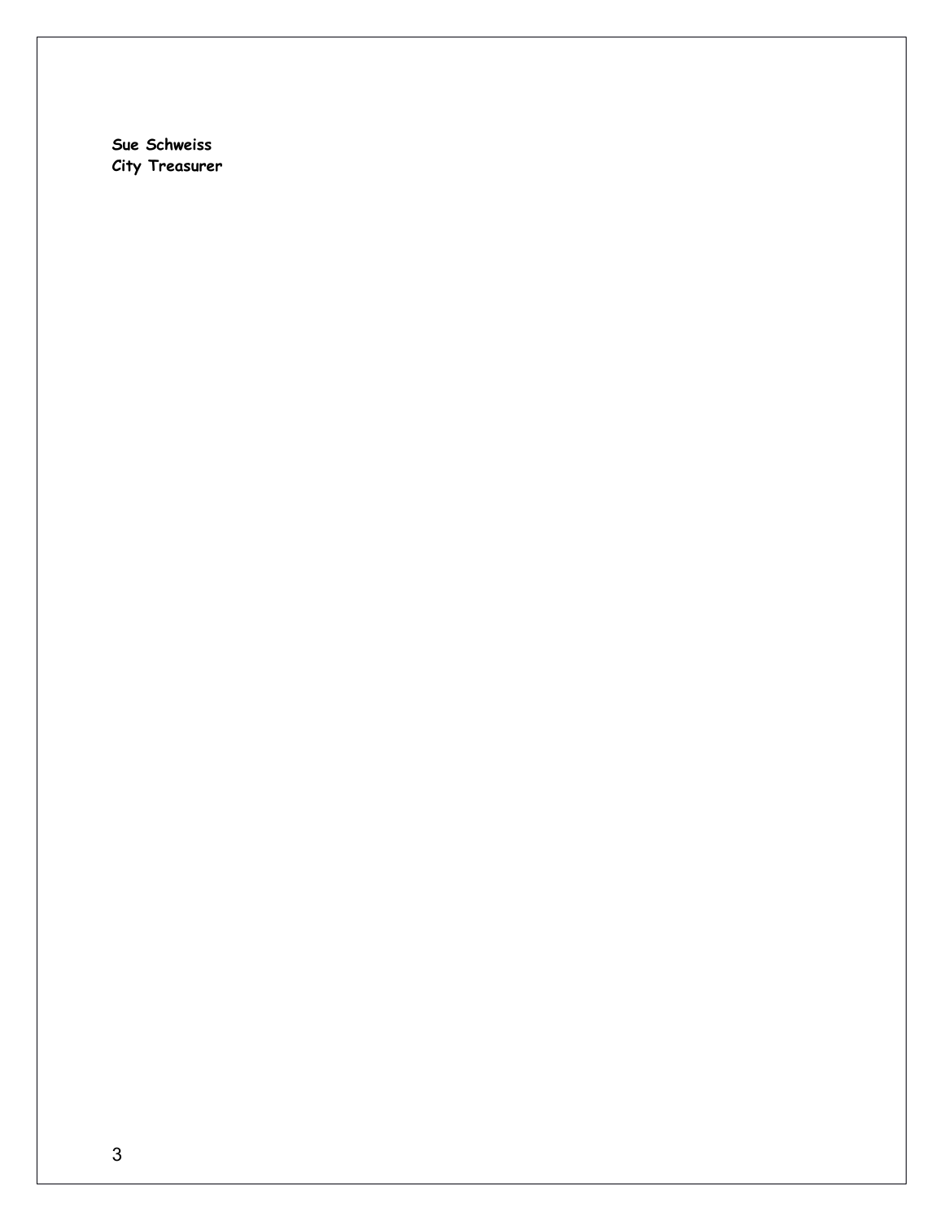**Sue Schweiss**
**City Treasurer**